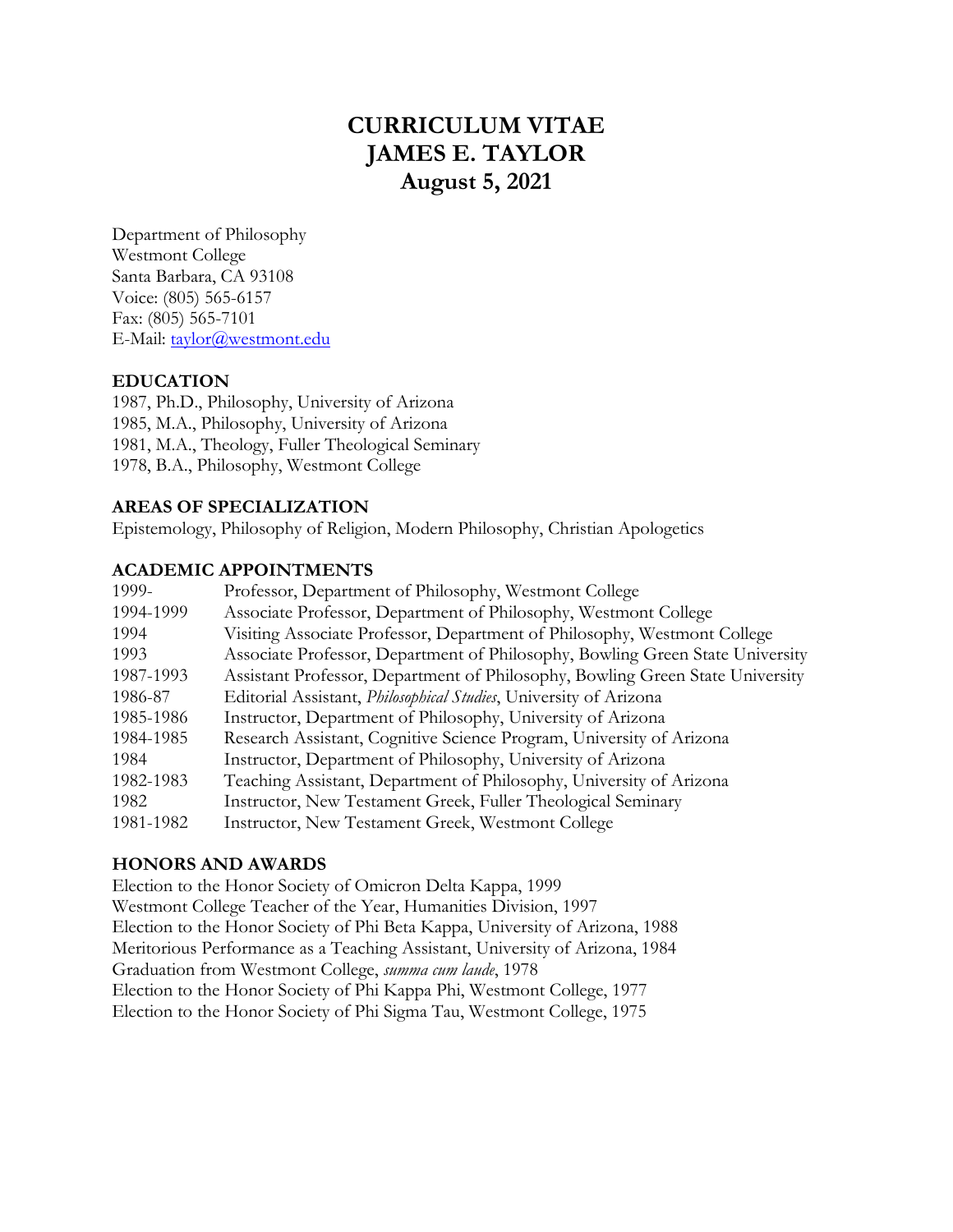# CURRICULUM VITAE
# JAMES E. TAYLOR
# August 5, 2021

Department of Philosophy
Westmont College
Santa Barbara, CA 93108
Voice: (805) 565-6157
Fax: (805) 565-7101
E-Mail: taylor@westmont.edu

## EDUCATION

1987, Ph.D., Philosophy, University of Arizona
1985, M.A., Philosophy, University of Arizona
1981, M.A., Theology, Fuller Theological Seminary
1978, B.A., Philosophy, Westmont College

## AREAS OF SPECIALIZATION

Epistemology, Philosophy of Religion, Modern Philosophy, Christian Apologetics

## ACADEMIC APPOINTMENTS

| | |
|---|---|
| 1999- | Professor, Department of Philosophy, Westmont College |
| 1994-1999 | Associate Professor, Department of Philosophy, Westmont College |
| 1994 | Visiting Associate Professor, Department of Philosophy, Westmont College |
| 1993 | Associate Professor, Department of Philosophy, Bowling Green State University |
| 1987-1993 | Assistant Professor, Department of Philosophy, Bowling Green State University |
| 1986-87 | Editorial Assistant, *Philosophical Studies*, University of Arizona |
| 1985-1986 | Instructor, Department of Philosophy, University of Arizona |
| 1984-1985 | Research Assistant, Cognitive Science Program, University of Arizona |
| 1984 | Instructor, Department of Philosophy, University of Arizona |
| 1982-1983 | Teaching Assistant, Department of Philosophy, University of Arizona |
| 1982 | Instructor, New Testament Greek, Fuller Theological Seminary |
| 1981-1982 | Instructor, New Testament Greek, Westmont College |

## HONORS AND AWARDS

Election to the Honor Society of Omicron Delta Kappa, 1999
Westmont College Teacher of the Year, Humanities Division, 1997
Election to the Honor Society of Phi Beta Kappa, University of Arizona, 1988
Meritorious Performance as a Teaching Assistant, University of Arizona, 1984
Graduation from Westmont College, *summa cum laude*, 1978
Election to the Honor Society of Phi Kappa Phi, Westmont College, 1977
Election to the Honor Society of Phi Sigma Tau, Westmont College, 1975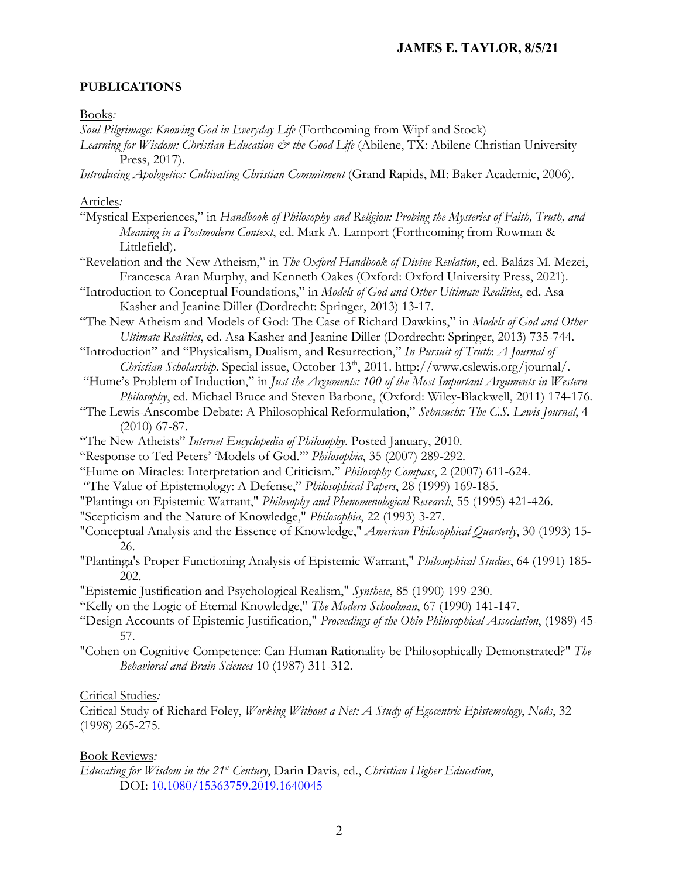## PUBLICATIONS

Books*:*

*Soul Pilgrimage: Knowing God in Everyday Life* (Forthcoming from Wipf and Stock)

*Learning for Wisdom: Christian Education & the Good Life* (Abilene, TX: Abilene Christian University Press, 2017).

*Introducing Apologetics: Cultivating Christian Commitment* (Grand Rapids, MI: Baker Academic, 2006).

Articles*:*

"Mystical Experiences," in *Handbook of Philosophy and Religion: Probing the Mysteries of Faith, Truth, and Meaning in a Postmodern Context*, ed. Mark A. Lamport (Forthcoming from Rowman & Littlefield).

"Revelation and the New Atheism," in *The Oxford Handbook of Divine Revlation*, ed. Balázs M. Mezei, Francesca Aran Murphy, and Kenneth Oakes (Oxford: Oxford University Press, 2021).

"Introduction to Conceptual Foundations," in *Models of God and Other Ultimate Realities*, ed. Asa Kasher and Jeanine Diller (Dordrecht: Springer, 2013) 13-17.

"The New Atheism and Models of God: The Case of Richard Dawkins," in *Models of God and Other Ultimate Realities*, ed. Asa Kasher and Jeanine Diller (Dordrecht: Springer, 2013) 735-744.

"Introduction" and "Physicalism, Dualism, and Resurrection," *In Pursuit of Truth*: *A Journal of Christian Scholarship*. Special issue, October 13th, 2011. http://www.cslewis.org/journal/.

"Hume's Problem of Induction," in *Just the Arguments: 100 of the Most Important Arguments in Western Philosophy*, ed. Michael Bruce and Steven Barbone, (Oxford: Wiley-Blackwell, 2011) 174-176.

"The Lewis-Anscombe Debate: A Philosophical Reformulation," *Sehnsucht: The C.S. Lewis Journal*, 4 (2010) 67-87.

"The New Atheists" *Internet Encyclopedia of Philosophy*. Posted January, 2010.

"Response to Ted Peters' 'Models of God.'" *Philosophia*, 35 (2007) 289-292.

"Hume on Miracles: Interpretation and Criticism." *Philosophy Compass*, 2 (2007) 611-624.

"The Value of Epistemology: A Defense," *Philosophical Papers*, 28 (1999) 169-185.

"Plantinga on Epistemic Warrant," *Philosophy and Phenomenological Research*, 55 (1995) 421-426.

"Scepticism and the Nature of Knowledge," *Philosophia*, 22 (1993) 3-27.

"Conceptual Analysis and the Essence of Knowledge," *American Philosophical Quarterly*, 30 (1993) 15-26.

"Plantinga's Proper Functioning Analysis of Epistemic Warrant," *Philosophical Studies*, 64 (1991) 185-202.

"Epistemic Justification and Psychological Realism," *Synthese*, 85 (1990) 199-230.

"Kelly on the Logic of Eternal Knowledge," *The Modern Schoolman*, 67 (1990) 141-147.

"Design Accounts of Epistemic Justification," *Proceedings of the Ohio Philosophical Association*, (1989) 45-57.

"Cohen on Cognitive Competence: Can Human Rationality be Philosophically Demonstrated?" *The Behavioral and Brain Sciences* 10 (1987) 311-312.

Critical Studies*:*

Critical Study of Richard Foley, *Working Without a Net: A Study of Egocentric Epistemology*, *Noûs*, 32 (1998) 265-275.

Book Reviews*:*

*Educating for Wisdom in the 21st Century*, Darin Davis, ed., *Christian Higher Education*, DOI: 10.1080/15363759.2019.1640045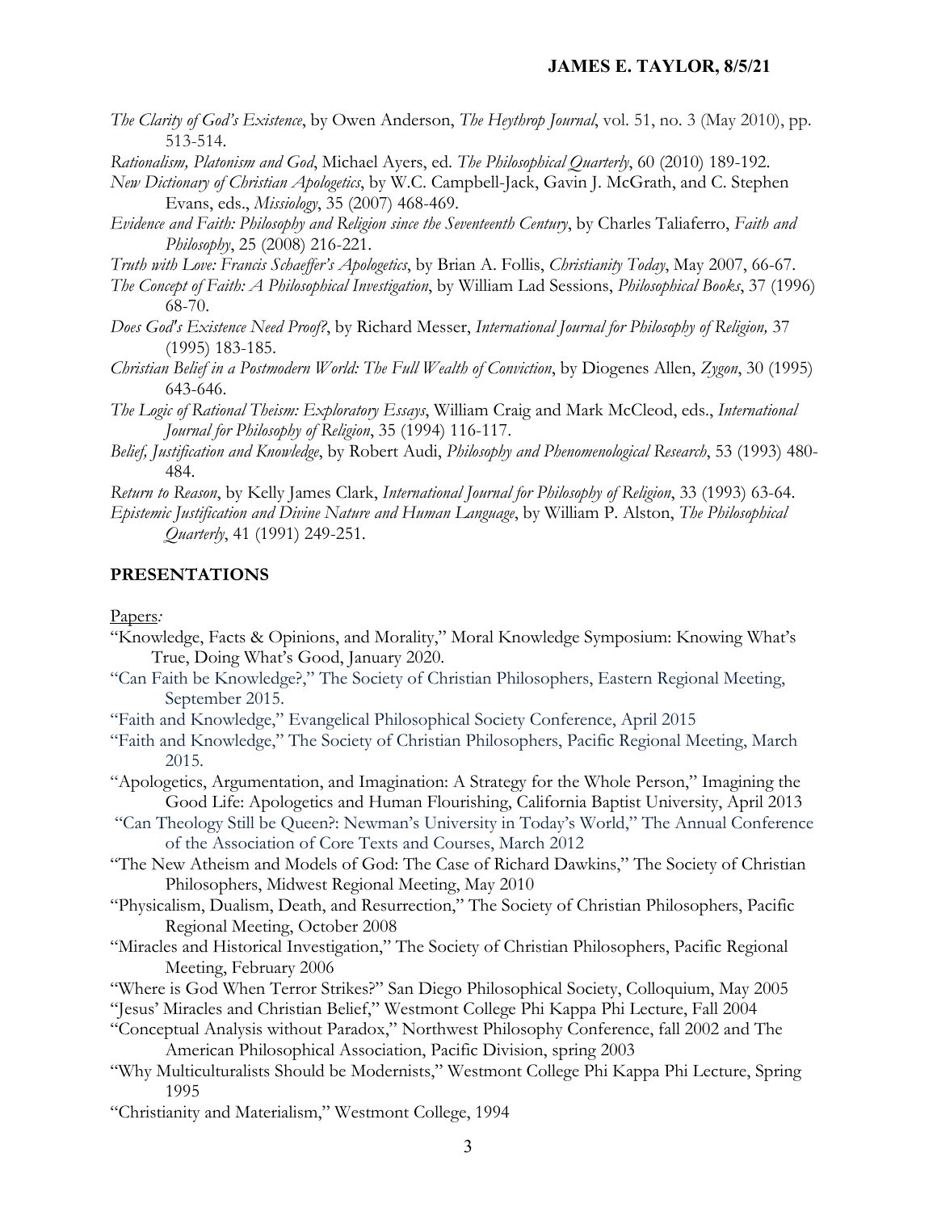*The Clarity of God's Existence*, by Owen Anderson, *The Heythrop Journal*, vol. 51, no. 3 (May 2010), pp. 513-514.

*Rationalism, Platonism and God*, Michael Ayers, ed. *The Philosophical Quarterly*, 60 (2010) 189-192.

*New Dictionary of Christian Apologetics*, by W.C. Campbell-Jack, Gavin J. McGrath, and C. Stephen Evans, eds., *Missiology*, 35 (2007) 468-469.

*Evidence and Faith: Philosophy and Religion since the Seventeenth Century*, by Charles Taliaferro, *Faith and Philosophy*, 25 (2008) 216-221.

*Truth with Love: Francis Schaeffer's Apologetics*, by Brian A. Follis, *Christianity Today*, May 2007, 66-67.

*The Concept of Faith: A Philosophical Investigation*, by William Lad Sessions, *Philosophical Books*, 37 (1996) 68-70.

*Does God's Existence Need Proof?*, by Richard Messer, *International Journal for Philosophy of Religion,* 37 (1995) 183-185.

*Christian Belief in a Postmodern World: The Full Wealth of Conviction*, by Diogenes Allen, *Zygon*, 30 (1995) 643-646.

*The Logic of Rational Theism: Exploratory Essays*, William Craig and Mark McCleod, eds., *International Journal for Philosophy of Religion*, 35 (1994) 116-117.

*Belief, Justification and Knowledge*, by Robert Audi, *Philosophy and Phenomenological Research*, 53 (1993) 480-484.

*Return to Reason*, by Kelly James Clark, *International Journal for Philosophy of Religion*, 33 (1993) 63-64.

*Epistemic Justification and Divine Nature and Human Language*, by William P. Alston, *The Philosophical Quarterly*, 41 (1991) 249-251.

## PRESENTATIONS

Papers*:*

"Knowledge, Facts & Opinions, and Morality," Moral Knowledge Symposium: Knowing What's True, Doing What's Good, January 2020.

"Can Faith be Knowledge?," The Society of Christian Philosophers, Eastern Regional Meeting, September 2015.

"Faith and Knowledge," Evangelical Philosophical Society Conference, April 2015

"Faith and Knowledge," The Society of Christian Philosophers, Pacific Regional Meeting, March 2015.

"Apologetics, Argumentation, and Imagination: A Strategy for the Whole Person," Imagining the Good Life: Apologetics and Human Flourishing, California Baptist University, April 2013

"Can Theology Still be Queen?: Newman's University in Today's World," The Annual Conference of the Association of Core Texts and Courses, March 2012

"The New Atheism and Models of God: The Case of Richard Dawkins," The Society of Christian Philosophers, Midwest Regional Meeting, May 2010

"Physicalism, Dualism, Death, and Resurrection," The Society of Christian Philosophers, Pacific Regional Meeting, October 2008

"Miracles and Historical Investigation," The Society of Christian Philosophers, Pacific Regional Meeting, February 2006

"Where is God When Terror Strikes?" San Diego Philosophical Society, Colloquium, May 2005

"Jesus' Miracles and Christian Belief," Westmont College Phi Kappa Phi Lecture, Fall 2004

"Conceptual Analysis without Paradox," Northwest Philosophy Conference, fall 2002 and The American Philosophical Association, Pacific Division, spring 2003

"Why Multiculturalists Should be Modernists," Westmont College Phi Kappa Phi Lecture, Spring 1995

"Christianity and Materialism," Westmont College, 1994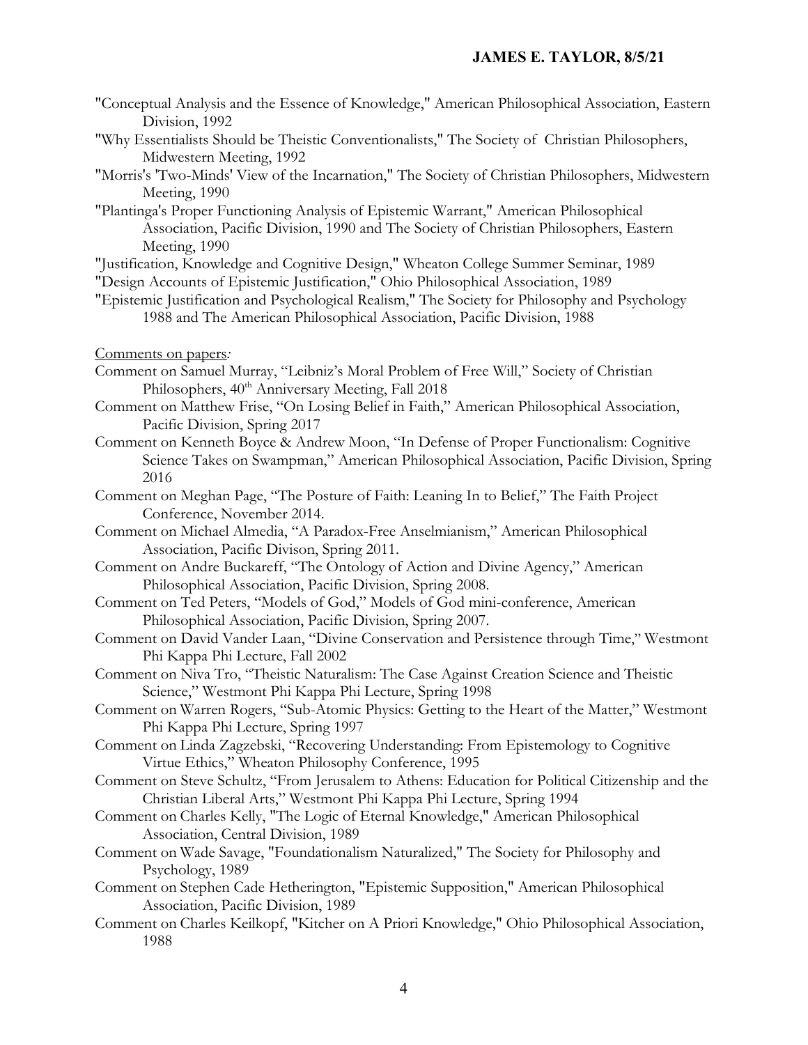"Conceptual Analysis and the Essence of Knowledge," American Philosophical Association, Eastern Division, 1992

"Why Essentialists Should be Theistic Conventionalists," The Society of Christian Philosophers, Midwestern Meeting, 1992

"Morris's 'Two-Minds' View of the Incarnation," The Society of Christian Philosophers, Midwestern Meeting, 1990

"Plantinga's Proper Functioning Analysis of Epistemic Warrant," American Philosophical Association, Pacific Division, 1990 and The Society of Christian Philosophers, Eastern Meeting, 1990

"Justification, Knowledge and Cognitive Design," Wheaton College Summer Seminar, 1989

"Design Accounts of Epistemic Justification," Ohio Philosophical Association, 1989

"Epistemic Justification and Psychological Realism," The Society for Philosophy and Psychology 1988 and The American Philosophical Association, Pacific Division, 1988

Comments on papers*:*

Comment on Samuel Murray, "Leibniz's Moral Problem of Free Will," Society of Christian Philosophers, 40th Anniversary Meeting, Fall 2018

Comment on Matthew Frise, "On Losing Belief in Faith," American Philosophical Association, Pacific Division, Spring 2017

Comment on Kenneth Boyce & Andrew Moon, "In Defense of Proper Functionalism: Cognitive Science Takes on Swampman," American Philosophical Association, Pacific Division, Spring 2016

Comment on Meghan Page, "The Posture of Faith: Leaning In to Belief," The Faith Project Conference, November 2014.

Comment on Michael Almedia, "A Paradox-Free Anselmianism," American Philosophical Association, Pacific Divison, Spring 2011.

Comment on Andre Buckareff, "The Ontology of Action and Divine Agency," American Philosophical Association, Pacific Division, Spring 2008.

Comment on Ted Peters, "Models of God," Models of God mini-conference, American Philosophical Association, Pacific Division, Spring 2007.

Comment on David Vander Laan, "Divine Conservation and Persistence through Time," Westmont Phi Kappa Phi Lecture, Fall 2002

Comment on Niva Tro, "Theistic Naturalism: The Case Against Creation Science and Theistic Science," Westmont Phi Kappa Phi Lecture, Spring 1998

Comment on Warren Rogers, "Sub-Atomic Physics: Getting to the Heart of the Matter," Westmont Phi Kappa Phi Lecture, Spring 1997

Comment on Linda Zagzebski, "Recovering Understanding: From Epistemology to Cognitive Virtue Ethics," Wheaton Philosophy Conference, 1995

Comment on Steve Schultz, "From Jerusalem to Athens: Education for Political Citizenship and the Christian Liberal Arts," Westmont Phi Kappa Phi Lecture, Spring 1994

Comment on Charles Kelly, "The Logic of Eternal Knowledge," American Philosophical Association, Central Division, 1989

Comment on Wade Savage, "Foundationalism Naturalized," The Society for Philosophy and Psychology, 1989

Comment on Stephen Cade Hetherington, "Epistemic Supposition," American Philosophical Association, Pacific Division, 1989

Comment on Charles Keilkopf, "Kitcher on A Priori Knowledge," Ohio Philosophical Association, 1988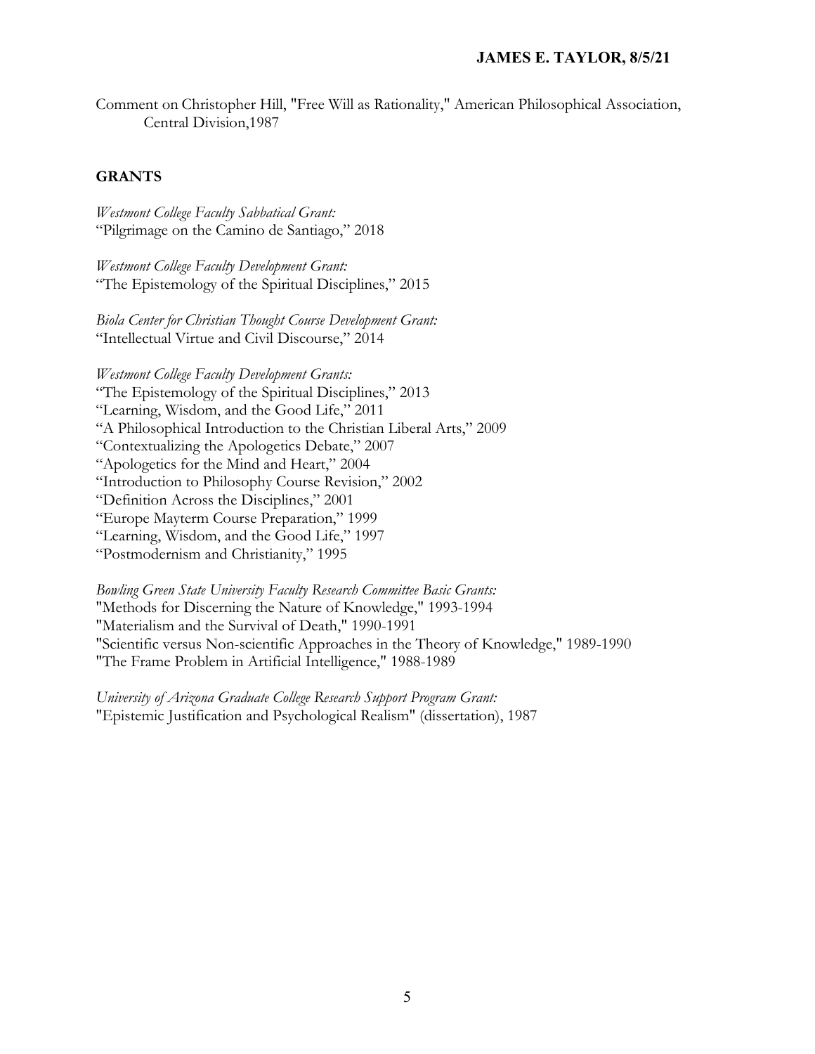Comment on Christopher Hill, "Free Will as Rationality," American Philosophical Association, Central Division,1987

## GRANTS

*Westmont College Faculty Sabbatical Grant:*
"Pilgrimage on the Camino de Santiago," 2018

*Westmont College Faculty Development Grant:*
"The Epistemology of the Spiritual Disciplines," 2015

*Biola Center for Christian Thought Course Development Grant:*
"Intellectual Virtue and Civil Discourse," 2014

*Westmont College Faculty Development Grants:*
"The Epistemology of the Spiritual Disciplines," 2013
"Learning, Wisdom, and the Good Life," 2011
"A Philosophical Introduction to the Christian Liberal Arts," 2009
"Contextualizing the Apologetics Debate," 2007
"Apologetics for the Mind and Heart," 2004
"Introduction to Philosophy Course Revision," 2002
"Definition Across the Disciplines," 2001
"Europe Mayterm Course Preparation," 1999
"Learning, Wisdom, and the Good Life," 1997
"Postmodernism and Christianity," 1995

*Bowling Green State University Faculty Research Committee Basic Grants:*
"Methods for Discerning the Nature of Knowledge," 1993-1994
"Materialism and the Survival of Death," 1990-1991
"Scientific versus Non-scientific Approaches in the Theory of Knowledge," 1989-1990
"The Frame Problem in Artificial Intelligence," 1988-1989

*University of Arizona Graduate College Research Support Program Grant:*
"Epistemic Justification and Psychological Realism" (dissertation), 1987